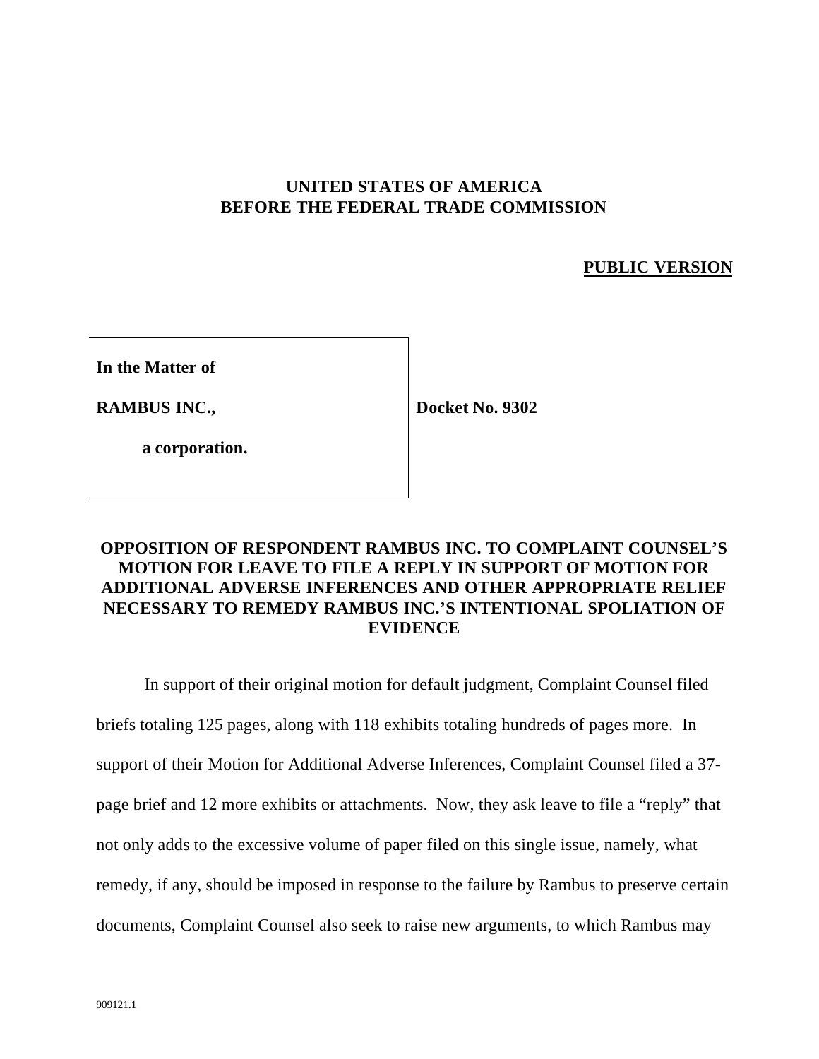**UNITED STATES OF AMERICA**
**BEFORE THE FEDERAL TRADE COMMISSION**

**PUBLIC VERSION**

| | |
|---|---|
| **In the Matter of** | |
| **RAMBUS INC.,** | **Docket No. 9302** |
| **a corporation.** | |

**OPPOSITION OF RESPONDENT RAMBUS INC. TO COMPLAINT COUNSEL'S MOTION FOR LEAVE TO FILE A REPLY IN SUPPORT OF MOTION FOR ADDITIONAL ADVERSE INFERENCES AND OTHER APPROPRIATE RELIEF NECESSARY TO REMEDY RAMBUS INC.'S INTENTIONAL SPOLIATION OF EVIDENCE**

In support of their original motion for default judgment, Complaint Counsel filed briefs totaling 125 pages, along with 118 exhibits totaling hundreds of pages more. In support of their Motion for Additional Adverse Inferences, Complaint Counsel filed a 37-page brief and 12 more exhibits or attachments. Now, they ask leave to file a "reply" that not only adds to the excessive volume of paper filed on this single issue, namely, what remedy, if any, should be imposed in response to the failure by Rambus to preserve certain documents, Complaint Counsel also seek to raise new arguments, to which Rambus may

909121.1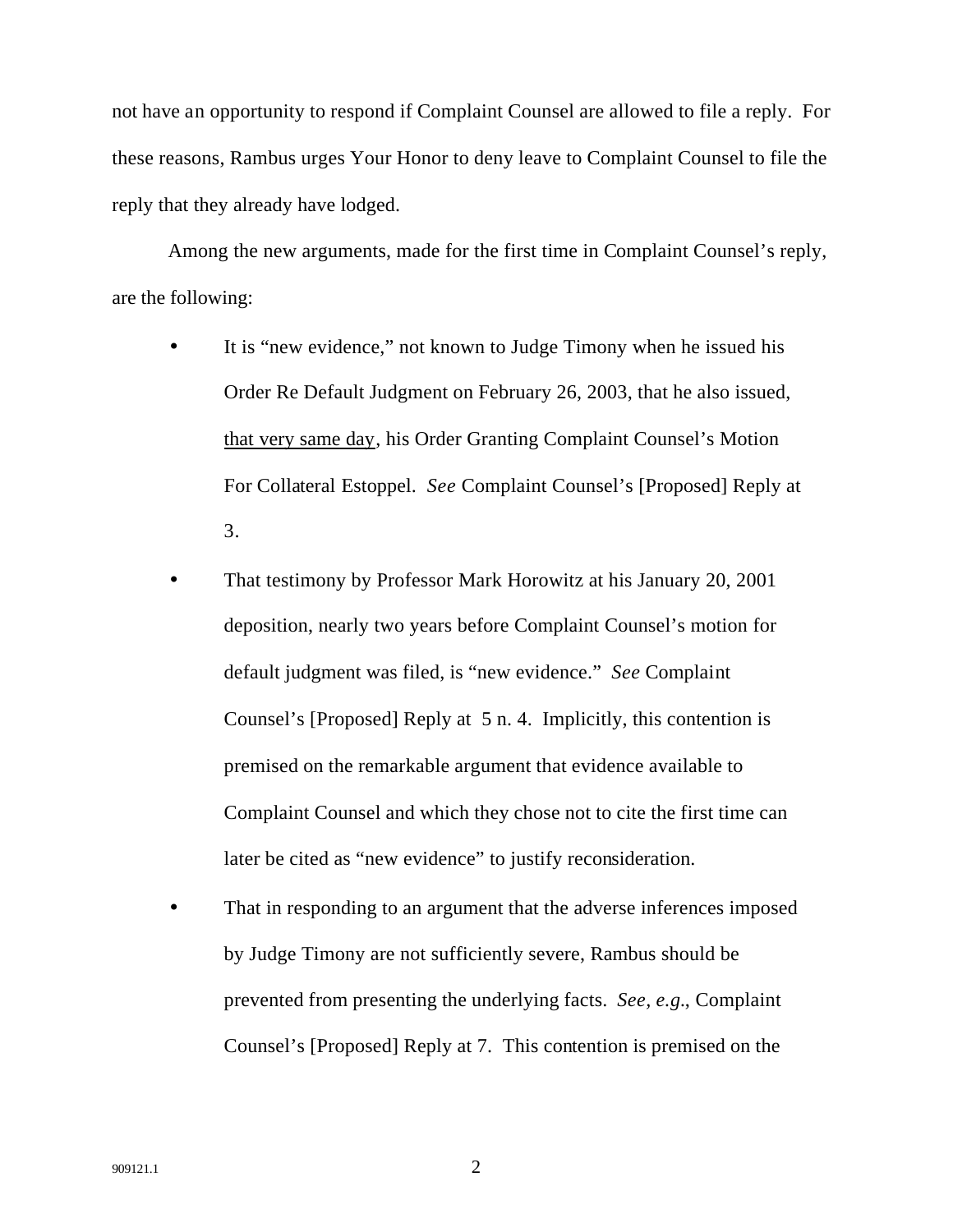not have an opportunity to respond if Complaint Counsel are allowed to file a reply. For these reasons, Rambus urges Your Honor to deny leave to Complaint Counsel to file the reply that they already have lodged.

Among the new arguments, made for the first time in Complaint Counsel's reply, are the following:

- It is "new evidence," not known to Judge Timony when he issued his Order Re Default Judgment on February 26, 2003, that he also issued, <u>that very same day</u>, his Order Granting Complaint Counsel's Motion For Collateral Estoppel. *See* Complaint Counsel's [Proposed] Reply at 3.
- That testimony by Professor Mark Horowitz at his January 20, 2001 deposition, nearly two years before Complaint Counsel's motion for default judgment was filed, is "new evidence." *See* Complaint Counsel's [Proposed] Reply at 5 n. 4. Implicitly, this contention is premised on the remarkable argument that evidence available to Complaint Counsel and which they chose not to cite the first time can later be cited as "new evidence" to justify reconsideration.
- That in responding to an argument that the adverse inferences imposed by Judge Timony are not sufficiently severe, Rambus should be prevented from presenting the underlying facts. *See, e.g.*, Complaint Counsel's [Proposed] Reply at 7. This contention is premised on the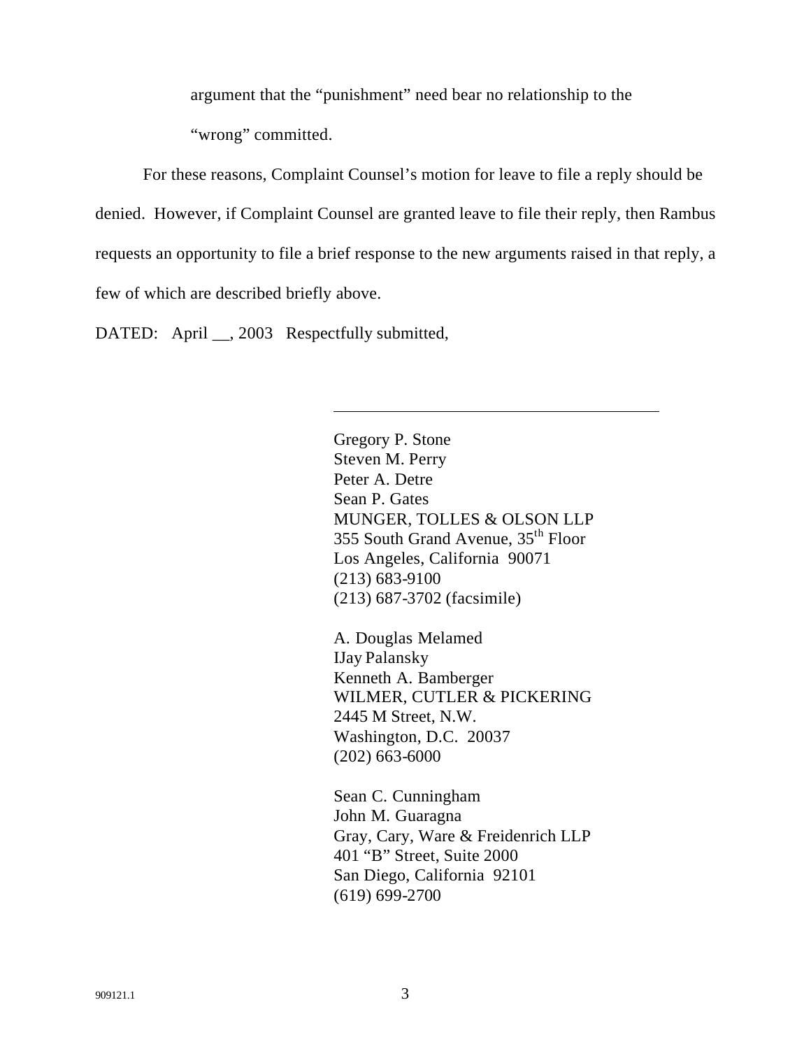argument that the "punishment" need bear no relationship to the "wrong" committed.

For these reasons, Complaint Counsel's motion for leave to file a reply should be denied. However, if Complaint Counsel are granted leave to file their reply, then Rambus requests an opportunity to file a brief response to the new arguments raised in that reply, a few of which are described briefly above.

DATED: April __, 2003 Respectfully submitted,

\_\_\_\_\_\_\_\_\_\_\_\_\_\_\_\_\_\_\_\_\_\_\_\_\_\_\_\_\_\_\_\_\_\_\_\_\_\_\_\_

Gregory P. Stone
Steven M. Perry
Peter A. Detre
Sean P. Gates
MUNGER, TOLLES & OLSON LLP
355 South Grand Avenue, 35th Floor
Los Angeles, California 90071
(213) 683-9100
(213) 687-3702 (facsimile)

A. Douglas Melamed
IJay Palansky
Kenneth A. Bamberger
WILMER, CUTLER & PICKERING
2445 M Street, N.W.
Washington, D.C. 20037
(202) 663-6000

Sean C. Cunningham
John M. Guaragna
Gray, Cary, Ware & Freidenrich LLP
401 "B" Street, Suite 2000
San Diego, California 92101
(619) 699-2700

909121.1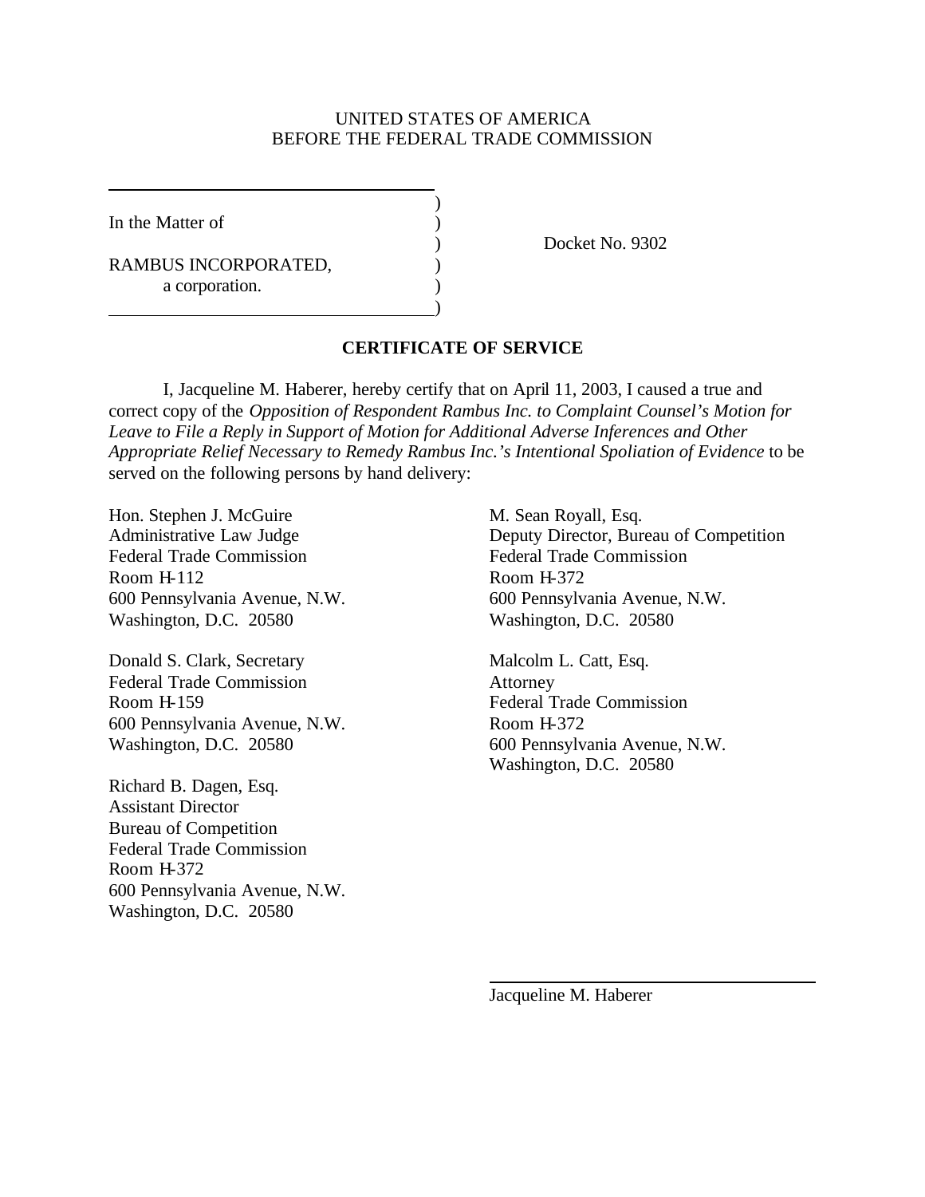UNITED STATES OF AMERICA
BEFORE THE FEDERAL TRADE COMMISSION

In the Matter of

RAMBUS INCORPORATED,
a corporation.

Docket No. 9302

## CERTIFICATE OF SERVICE

I, Jacqueline M. Haberer, hereby certify that on April 11, 2003, I caused a true and correct copy of the *Opposition of Respondent Rambus Inc. to Complaint Counsel's Motion for Leave to File a Reply in Support of Motion for Additional Adverse Inferences and Other Appropriate Relief Necessary to Remedy Rambus Inc.'s Intentional Spoliation of Evidence* to be served on the following persons by hand delivery:

Hon. Stephen J. McGuire
Administrative Law Judge
Federal Trade Commission
Room H-112
600 Pennsylvania Avenue, N.W.
Washington, D.C. 20580

Donald S. Clark, Secretary
Federal Trade Commission
Room H-159
600 Pennsylvania Avenue, N.W.
Washington, D.C. 20580

Richard B. Dagen, Esq.
Assistant Director
Bureau of Competition
Federal Trade Commission
Room H-372
600 Pennsylvania Avenue, N.W.
Washington, D.C. 20580

M. Sean Royall, Esq.
Deputy Director, Bureau of Competition
Federal Trade Commission
Room H-372
600 Pennsylvania Avenue, N.W.
Washington, D.C. 20580

Malcolm L. Catt, Esq.
Attorney
Federal Trade Commission
Room H-372
600 Pennsylvania Avenue, N.W.
Washington, D.C. 20580

Jacqueline M. Haberer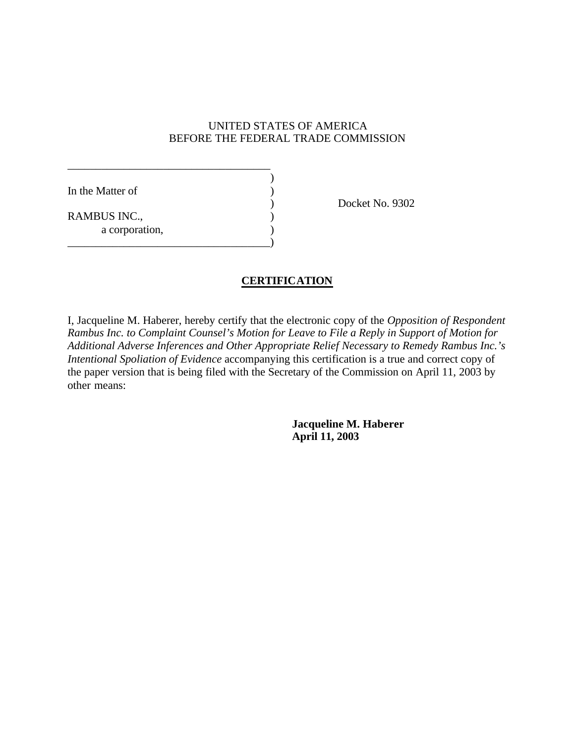UNITED STATES OF AMERICA
BEFORE THE FEDERAL TRADE COMMISSION

| | | |
|---|---|---|
| In the Matter of | ) | |
| | ) | Docket No. 9302 |
| RAMBUS INC., | ) | |
| a corporation, | ) | |

## CERTIFICATION

I, Jacqueline M. Haberer, hereby certify that the electronic copy of the *Opposition of Respondent Rambus Inc. to Complaint Counsel's Motion for Leave to File a Reply in Support of Motion for Additional Adverse Inferences and Other Appropriate Relief Necessary to Remedy Rambus Inc.'s Intentional Spoliation of Evidence* accompanying this certification is a true and correct copy of the paper version that is being filed with the Secretary of the Commission on April 11, 2003 by other means:

**Jacqueline M. Haberer**
**April 11, 2003**